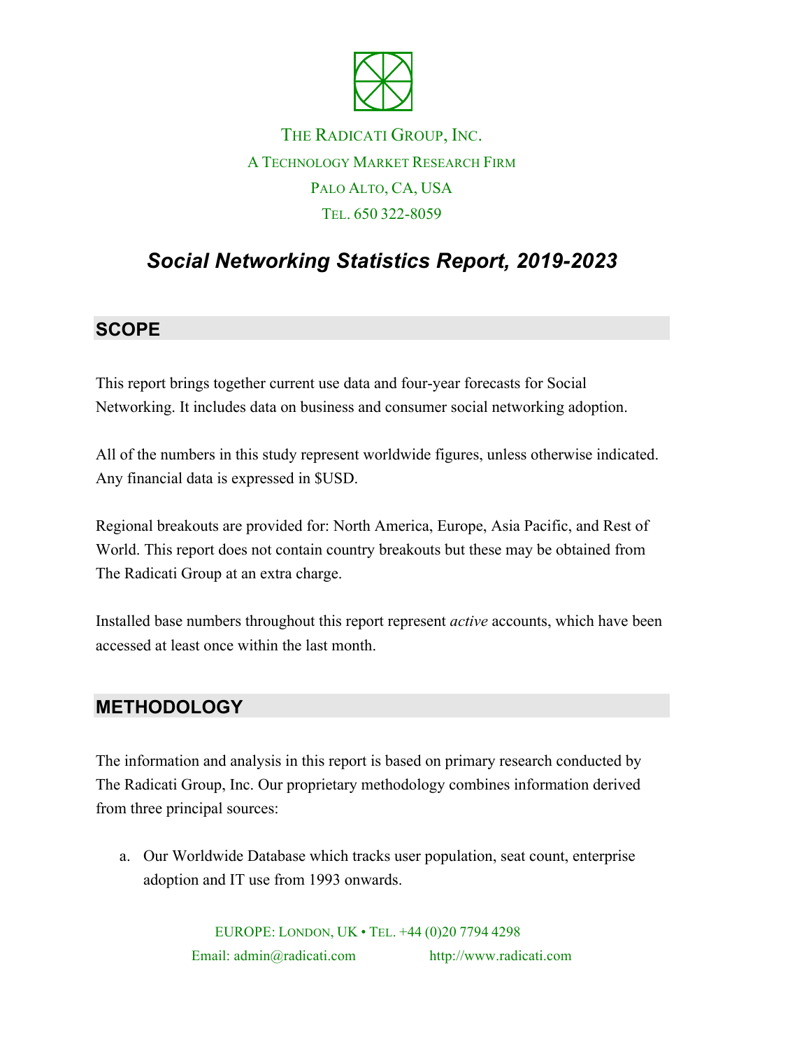THE RADICATI GROUP, INC.

A TECHNOLOGY MARKET RESEARCH FIRM

PALO ALTO, CA, USA

TEL. 650 322-8059

# *Social Networking Statistics Report, 2019-2023*

## SCOPE

This report brings together current use data and four-year forecasts for Social Networking. It includes data on business and consumer social networking adoption.

All of the numbers in this study represent worldwide figures, unless otherwise indicated. Any financial data is expressed in $USD.

Regional breakouts are provided for: North America, Europe, Asia Pacific, and Rest of World. This report does not contain country breakouts but these may be obtained from The Radicati Group at an extra charge.

Installed base numbers throughout this report represent *active* accounts, which have been accessed at least once within the last month.

## METHODOLOGY

The information and analysis in this report is based on primary research conducted by The Radicati Group, Inc. Our proprietary methodology combines information derived from three principal sources:

a. Our Worldwide Database which tracks user population, seat count, enterprise adoption and IT use from 1993 onwards.

EUROPE: LONDON, UK • TEL. +44 (0)20 7794 4298

Email: admin@radicati.com http://www.radicati.com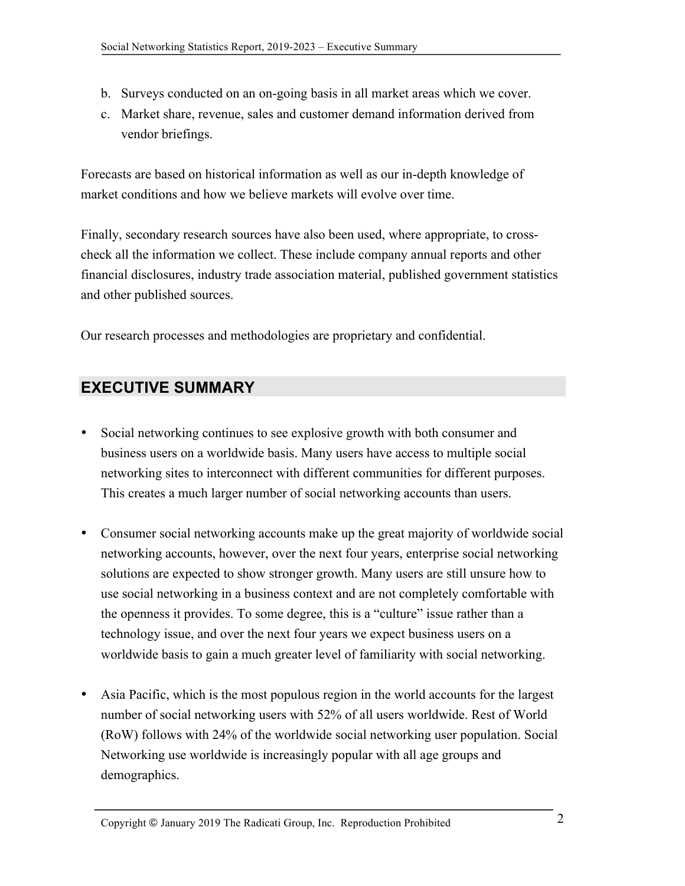b. Surveys conducted on an on-going basis in all market areas which we cover.
c. Market share, revenue, sales and customer demand information derived from vendor briefings.

Forecasts are based on historical information as well as our in-depth knowledge of market conditions and how we believe markets will evolve over time.

Finally, secondary research sources have also been used, where appropriate, to cross-check all the information we collect. These include company annual reports and other financial disclosures, industry trade association material, published government statistics and other published sources.

Our research processes and methodologies are proprietary and confidential.

## EXECUTIVE SUMMARY

- Social networking continues to see explosive growth with both consumer and business users on a worldwide basis. Many users have access to multiple social networking sites to interconnect with different communities for different purposes. This creates a much larger number of social networking accounts than users.

- Consumer social networking accounts make up the great majority of worldwide social networking accounts, however, over the next four years, enterprise social networking solutions are expected to show stronger growth. Many users are still unsure how to use social networking in a business context and are not completely comfortable with the openness it provides. To some degree, this is a "culture" issue rather than a technology issue, and over the next four years we expect business users on a worldwide basis to gain a much greater level of familiarity with social networking.

- Asia Pacific, which is the most populous region in the world accounts for the largest number of social networking users with 52% of all users worldwide. Rest of World (RoW) follows with 24% of the worldwide social networking user population. Social Networking use worldwide is increasingly popular with all age groups and demographics.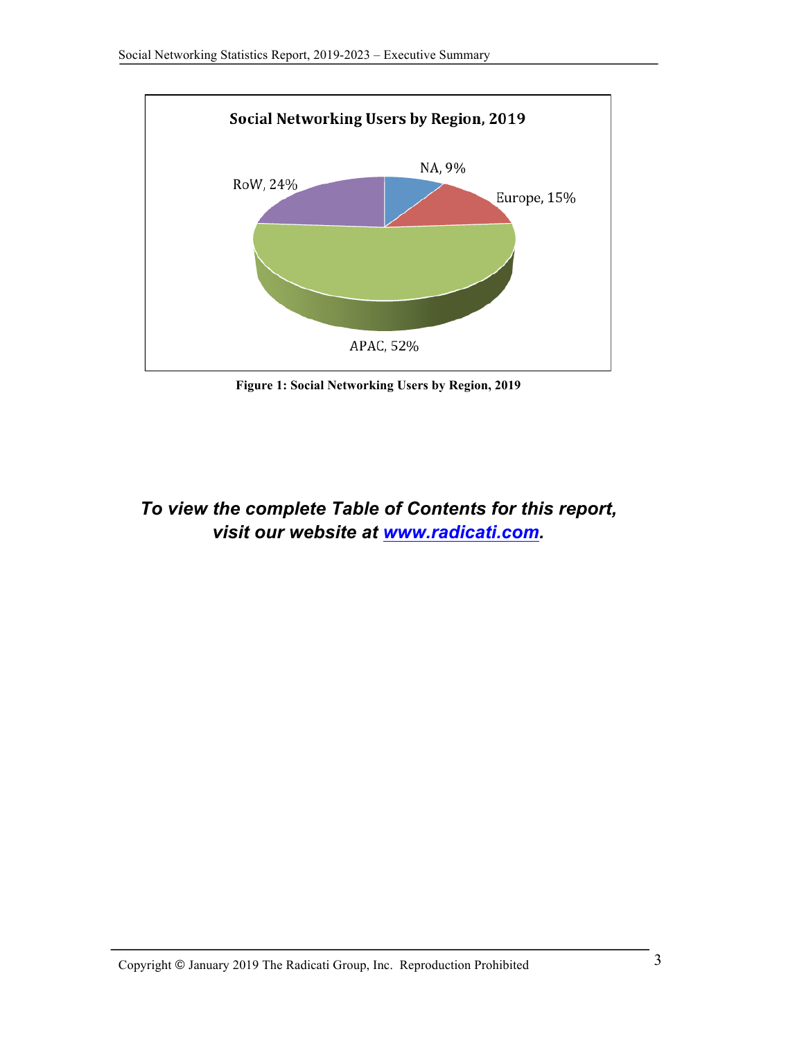Social Networking Users by Region, 2019

NA, 9%

Europe, 15%

APAC, 52%

RoW, 24%

**Figure 1: Social Networking Users by Region, 2019**

***To view the complete Table of Contents for this report, visit our website at [www.radicati.com](http://www.radicati.com).***